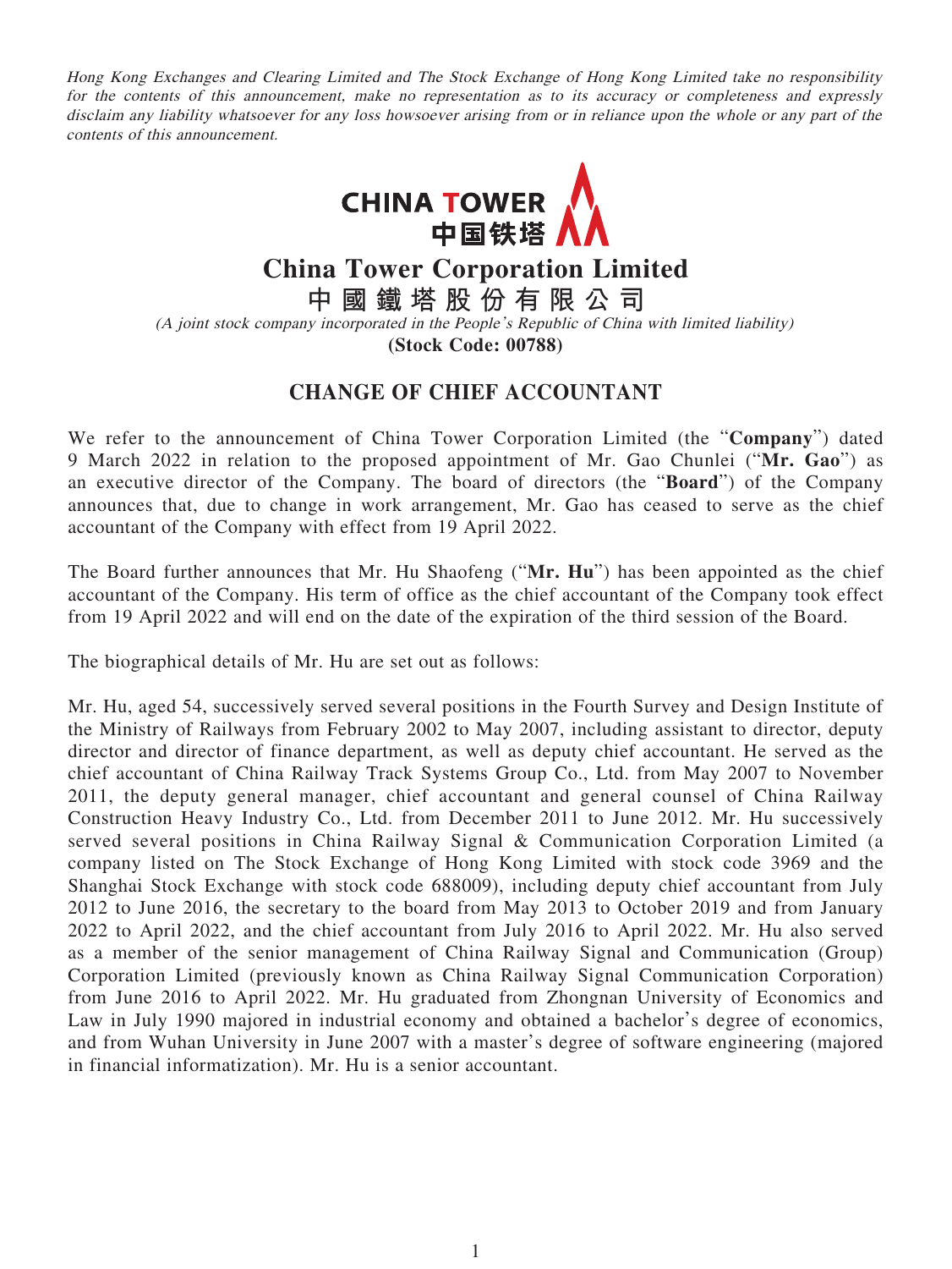*Hong Kong Exchanges and Clearing Limited and The Stock Exchange of Hong Kong Limited take no responsibility for the contents of this announcement, make no representation as to its accuracy or completeness and expressly disclaim any liability whatsoever for any loss howsoever arising from or in reliance upon the whole or any part of the contents of this announcement.*

CHINA TOWER
中国铁塔

# China Tower Corporation Limited
# 中國鐵塔股份有限公司

*(A joint stock company incorporated in the People's Republic of China with limited liability)*

**(Stock Code: 00788)**

## CHANGE OF CHIEF ACCOUNTANT

We refer to the announcement of China Tower Corporation Limited (the "**Company**") dated 9 March 2022 in relation to the proposed appointment of Mr. Gao Chunlei ("**Mr. Gao**") as an executive director of the Company. The board of directors (the "**Board**") of the Company announces that, due to change in work arrangement, Mr. Gao has ceased to serve as the chief accountant of the Company with effect from 19 April 2022.

The Board further announces that Mr. Hu Shaofeng ("**Mr. Hu**") has been appointed as the chief accountant of the Company. His term of office as the chief accountant of the Company took effect from 19 April 2022 and will end on the date of the expiration of the third session of the Board.

The biographical details of Mr. Hu are set out as follows:

Mr. Hu, aged 54, successively served several positions in the Fourth Survey and Design Institute of the Ministry of Railways from February 2002 to May 2007, including assistant to director, deputy director and director of finance department, as well as deputy chief accountant. He served as the chief accountant of China Railway Track Systems Group Co., Ltd. from May 2007 to November 2011, the deputy general manager, chief accountant and general counsel of China Railway Construction Heavy Industry Co., Ltd. from December 2011 to June 2012. Mr. Hu successively served several positions in China Railway Signal & Communication Corporation Limited (a company listed on The Stock Exchange of Hong Kong Limited with stock code 3969 and the Shanghai Stock Exchange with stock code 688009), including deputy chief accountant from July 2012 to June 2016, the secretary to the board from May 2013 to October 2019 and from January 2022 to April 2022, and the chief accountant from July 2016 to April 2022. Mr. Hu also served as a member of the senior management of China Railway Signal and Communication (Group) Corporation Limited (previously known as China Railway Signal Communication Corporation) from June 2016 to April 2022. Mr. Hu graduated from Zhongnan University of Economics and Law in July 1990 majored in industrial economy and obtained a bachelor's degree of economics, and from Wuhan University in June 2007 with a master's degree of software engineering (majored in financial informatization). Mr. Hu is a senior accountant.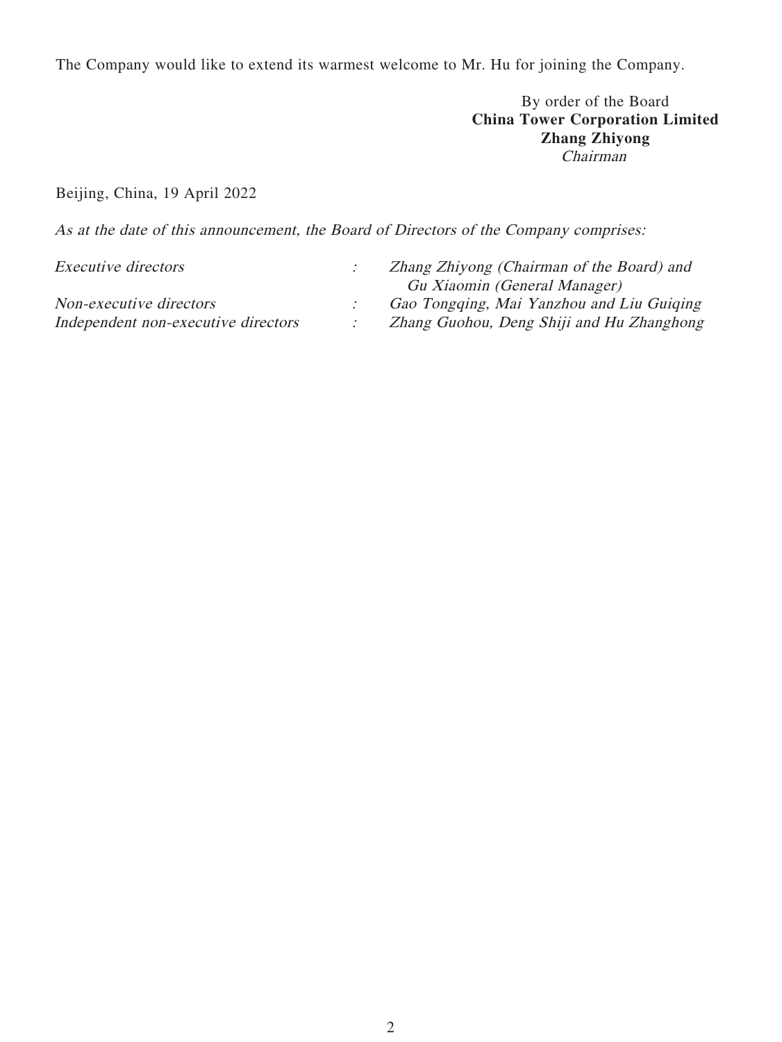The Company would like to extend its warmest welcome to Mr. Hu for joining the Company.

By order of the Board
**China Tower Corporation Limited**
**Zhang Zhiyong**
*Chairman*

Beijing, China, 19 April 2022

*As at the date of this announcement, the Board of Directors of the Company comprises:*

| | | |
|---|---|---|
| *Executive directors* | : | *Zhang Zhiyong (Chairman of the Board) and Gu Xiaomin (General Manager)* |
| *Non-executive directors* | : | *Gao Tongqing, Mai Yanzhou and Liu Guiqing* |
| *Independent non-executive directors* | : | *Zhang Guohou, Deng Shiji and Hu Zhanghong* |